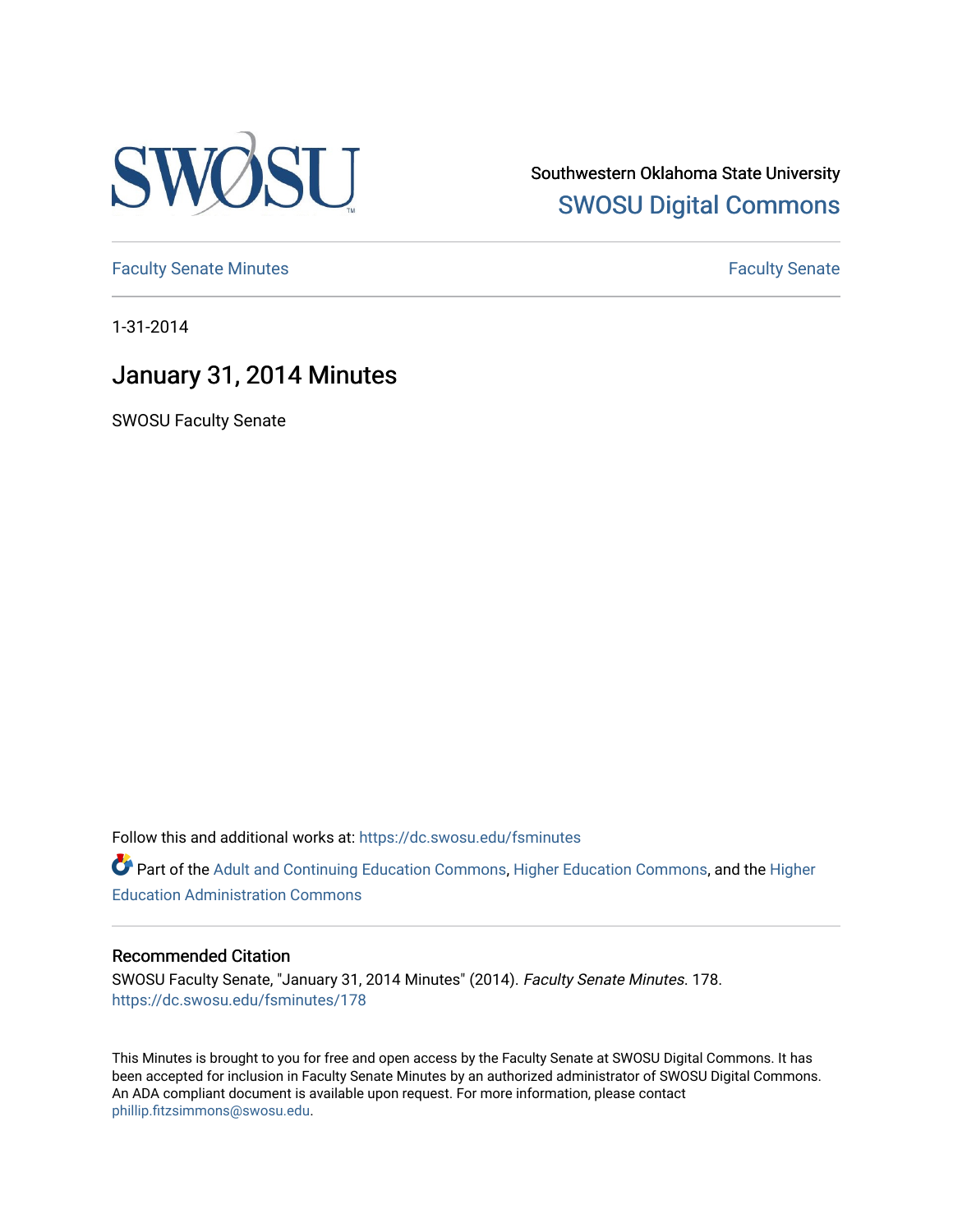Southwestern Oklahoma State University

SWOSU Digital Commons

Faculty Senate Minutes | Faculty Senate

1-31-2014

# January 31, 2014 Minutes

SWOSU Faculty Senate

Follow this and additional works at: https://dc.swosu.edu/fsminutes

Part of the Adult and Continuing Education Commons, Higher Education Commons, and the Higher Education Administration Commons

## Recommended Citation

SWOSU Faculty Senate, "January 31, 2014 Minutes" (2014). *Faculty Senate Minutes*. 178.
https://dc.swosu.edu/fsminutes/178

This Minutes is brought to you for free and open access by the Faculty Senate at SWOSU Digital Commons. It has been accepted for inclusion in Faculty Senate Minutes by an authorized administrator of SWOSU Digital Commons. An ADA compliant document is available upon request. For more information, please contact phillip.fitzsimmons@swosu.edu.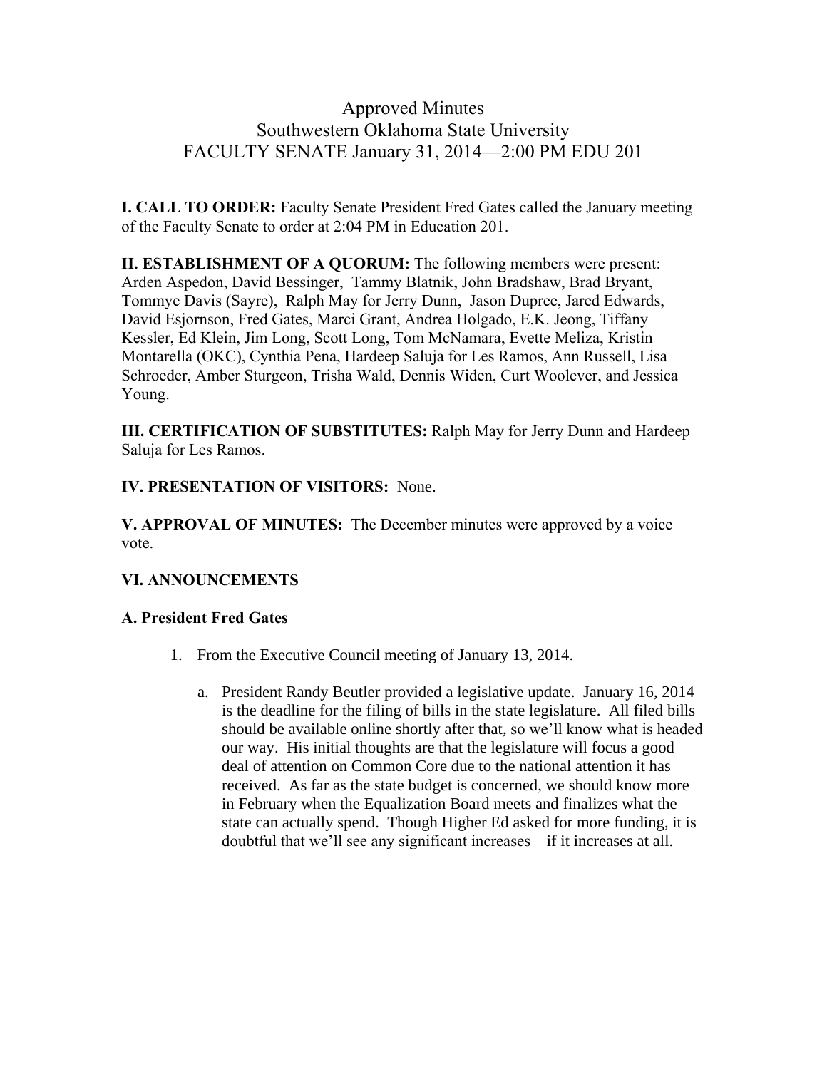# Approved Minutes
# Southwestern Oklahoma State University
# FACULTY SENATE January 31, 2014—2:00 PM EDU 201

**I. CALL TO ORDER:** Faculty Senate President Fred Gates called the January meeting of the Faculty Senate to order at 2:04 PM in Education 201.

**II. ESTABLISHMENT OF A QUORUM:** The following members were present: Arden Aspedon, David Bessinger, Tammy Blatnik, John Bradshaw, Brad Bryant, Tommye Davis (Sayre), Ralph May for Jerry Dunn, Jason Dupree, Jared Edwards, David Esjornson, Fred Gates, Marci Grant, Andrea Holgado, E.K. Jeong, Tiffany Kessler, Ed Klein, Jim Long, Scott Long, Tom McNamara, Evette Meliza, Kristin Montarella (OKC), Cynthia Pena, Hardeep Saluja for Les Ramos, Ann Russell, Lisa Schroeder, Amber Sturgeon, Trisha Wald, Dennis Widen, Curt Woolever, and Jessica Young.

**III. CERTIFICATION OF SUBSTITUTES:** Ralph May for Jerry Dunn and Hardeep Saluja for Les Ramos.

**IV. PRESENTATION OF VISITORS:** None.

**V. APPROVAL OF MINUTES:** The December minutes were approved by a voice vote.

**VI. ANNOUNCEMENTS**

**A. President Fred Gates**

1. From the Executive Council meeting of January 13, 2014.

   a. President Randy Beutler provided a legislative update. January 16, 2014 is the deadline for the filing of bills in the state legislature. All filed bills should be available online shortly after that, so we'll know what is headed our way. His initial thoughts are that the legislature will focus a good deal of attention on Common Core due to the national attention it has received. As far as the state budget is concerned, we should know more in February when the Equalization Board meets and finalizes what the state can actually spend. Though Higher Ed asked for more funding, it is doubtful that we'll see any significant increases—if it increases at all.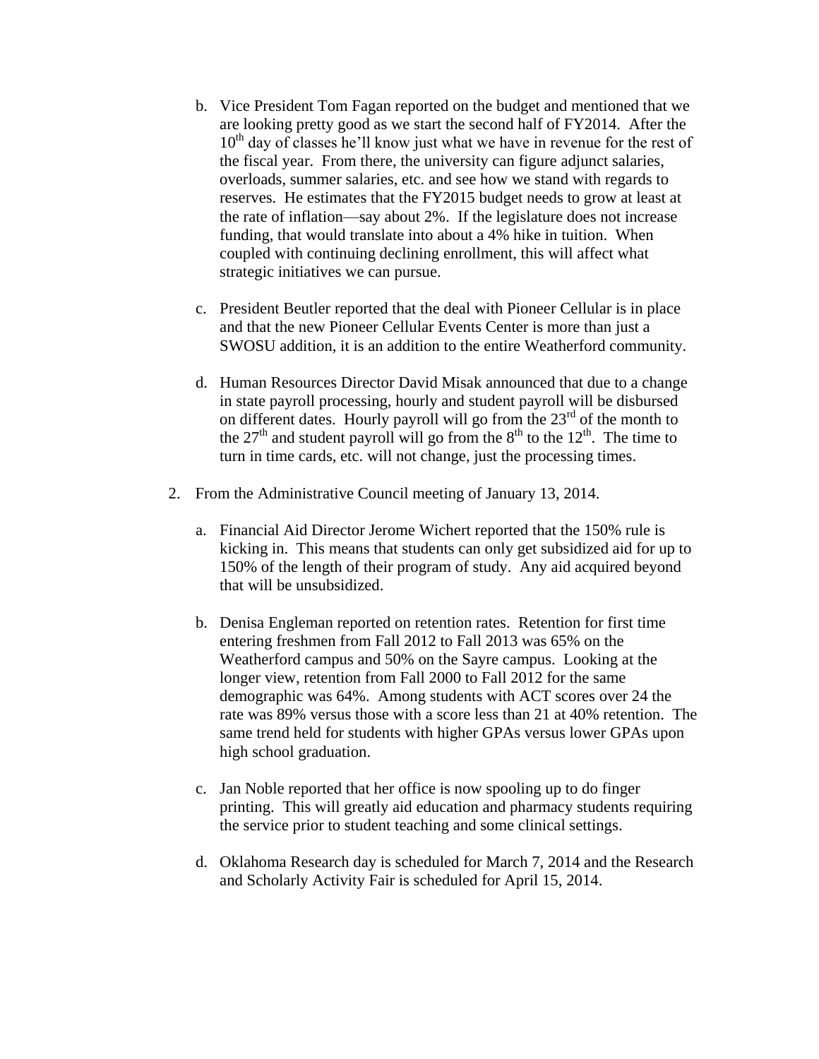b. Vice President Tom Fagan reported on the budget and mentioned that we are looking pretty good as we start the second half of FY2014. After the 10th day of classes he'll know just what we have in revenue for the rest of the fiscal year. From there, the university can figure adjunct salaries, overloads, summer salaries, etc. and see how we stand with regards to reserves. He estimates that the FY2015 budget needs to grow at least at the rate of inflation—say about 2%. If the legislature does not increase funding, that would translate into about a 4% hike in tuition. When coupled with continuing declining enrollment, this will affect what strategic initiatives we can pursue.

c. President Beutler reported that the deal with Pioneer Cellular is in place and that the new Pioneer Cellular Events Center is more than just a SWOSU addition, it is an addition to the entire Weatherford community.

d. Human Resources Director David Misak announced that due to a change in state payroll processing, hourly and student payroll will be disbursed on different dates. Hourly payroll will go from the 23rd of the month to the 27th and student payroll will go from the 8th to the 12th. The time to turn in time cards, etc. will not change, just the processing times.

2. From the Administrative Council meeting of January 13, 2014.

   a. Financial Aid Director Jerome Wichert reported that the 150% rule is kicking in. This means that students can only get subsidized aid for up to 150% of the length of their program of study. Any aid acquired beyond that will be unsubsidized.

   b. Denisa Engleman reported on retention rates. Retention for first time entering freshmen from Fall 2012 to Fall 2013 was 65% on the Weatherford campus and 50% on the Sayre campus. Looking at the longer view, retention from Fall 2000 to Fall 2012 for the same demographic was 64%. Among students with ACT scores over 24 the rate was 89% versus those with a score less than 21 at 40% retention. The same trend held for students with higher GPAs versus lower GPAs upon high school graduation.

   c. Jan Noble reported that her office is now spooling up to do finger printing. This will greatly aid education and pharmacy students requiring the service prior to student teaching and some clinical settings.

   d. Oklahoma Research day is scheduled for March 7, 2014 and the Research and Scholarly Activity Fair is scheduled for April 15, 2014.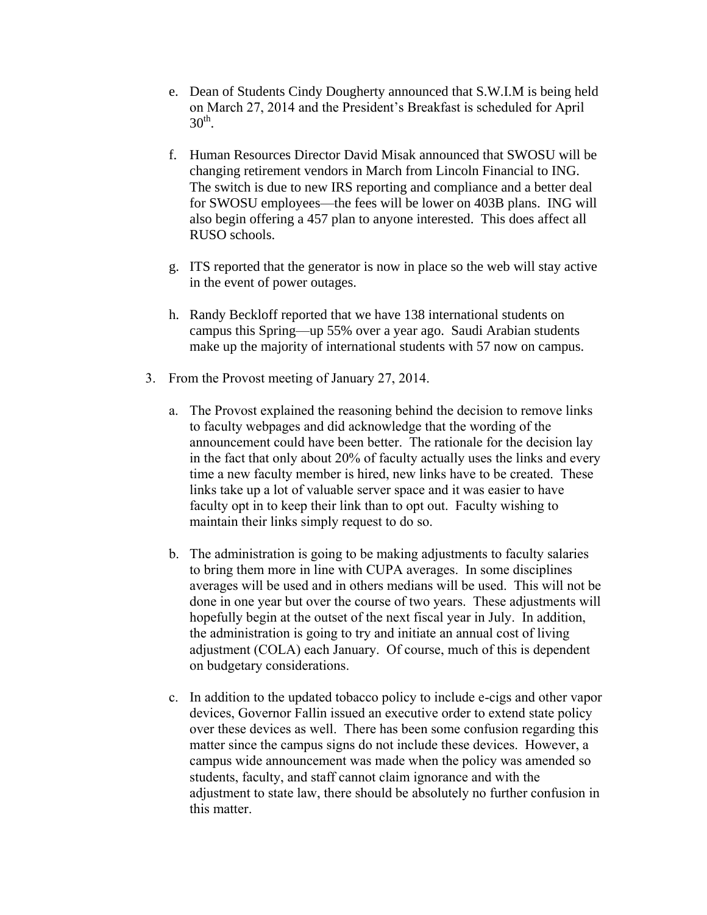e. Dean of Students Cindy Dougherty announced that S.W.I.M is being held on March 27, 2014 and the President's Breakfast is scheduled for April 30th.

f. Human Resources Director David Misak announced that SWOSU will be changing retirement vendors in March from Lincoln Financial to ING. The switch is due to new IRS reporting and compliance and a better deal for SWOSU employees—the fees will be lower on 403B plans. ING will also begin offering a 457 plan to anyone interested. This does affect all RUSO schools.

g. ITS reported that the generator is now in place so the web will stay active in the event of power outages.

h. Randy Beckloff reported that we have 138 international students on campus this Spring—up 55% over a year ago. Saudi Arabian students make up the majority of international students with 57 now on campus.

3. From the Provost meeting of January 27, 2014.

   a. The Provost explained the reasoning behind the decision to remove links to faculty webpages and did acknowledge that the wording of the announcement could have been better. The rationale for the decision lay in the fact that only about 20% of faculty actually uses the links and every time a new faculty member is hired, new links have to be created. These links take up a lot of valuable server space and it was easier to have faculty opt in to keep their link than to opt out. Faculty wishing to maintain their links simply request to do so.

   b. The administration is going to be making adjustments to faculty salaries to bring them more in line with CUPA averages. In some disciplines averages will be used and in others medians will be used. This will not be done in one year but over the course of two years. These adjustments will hopefully begin at the outset of the next fiscal year in July. In addition, the administration is going to try and initiate an annual cost of living adjustment (COLA) each January. Of course, much of this is dependent on budgetary considerations.

   c. In addition to the updated tobacco policy to include e-cigs and other vapor devices, Governor Fallin issued an executive order to extend state policy over these devices as well. There has been some confusion regarding this matter since the campus signs do not include these devices. However, a campus wide announcement was made when the policy was amended so students, faculty, and staff cannot claim ignorance and with the adjustment to state law, there should be absolutely no further confusion in this matter.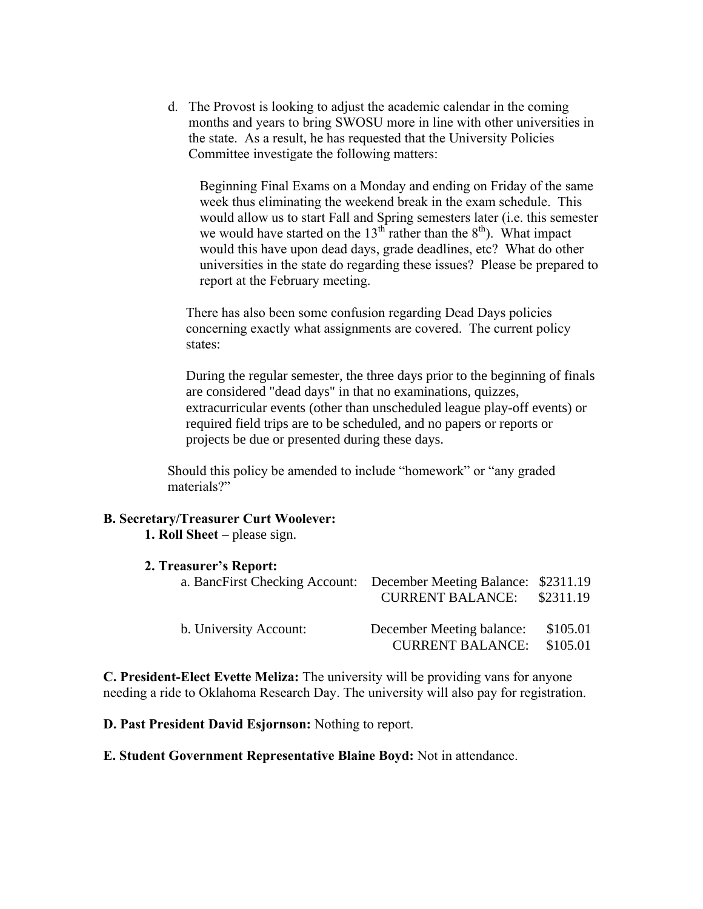d. The Provost is looking to adjust the academic calendar in the coming months and years to bring SWOSU more in line with other universities in the state. As a result, he has requested that the University Policies Committee investigate the following matters:

   Beginning Final Exams on a Monday and ending on Friday of the same week thus eliminating the weekend break in the exam schedule. This would allow us to start Fall and Spring semesters later (i.e. this semester we would have started on the 13th rather than the 8th). What impact would this have upon dead days, grade deadlines, etc? What do other universities in the state do regarding these issues? Please be prepared to report at the February meeting.

   There has also been some confusion regarding Dead Days policies concerning exactly what assignments are covered. The current policy states:

   During the regular semester, the three days prior to the beginning of finals are considered "dead days" in that no examinations, quizzes, extracurricular events (other than unscheduled league play-off events) or required field trips are to be scheduled, and no papers or reports or projects be due or presented during these days.

   Should this policy be amended to include "homework" or "any graded materials?"

**B. Secretary/Treasurer Curt Woolever:**

**1. Roll Sheet** – please sign.

**2. Treasurer's Report:**

| | | |
|---|---|---|
| a. BancFirst Checking Account: | December Meeting Balance: | $2311.19 |
| | CURRENT BALANCE: | $2311.19 |
| b. University Account: | December Meeting balance: | $105.01 |
| | CURRENT BALANCE: | $105.01 |

**C. President-Elect Evette Meliza:** The university will be providing vans for anyone needing a ride to Oklahoma Research Day. The university will also pay for registration.

**D. Past President David Esjornson:** Nothing to report.

**E. Student Government Representative Blaine Boyd:** Not in attendance.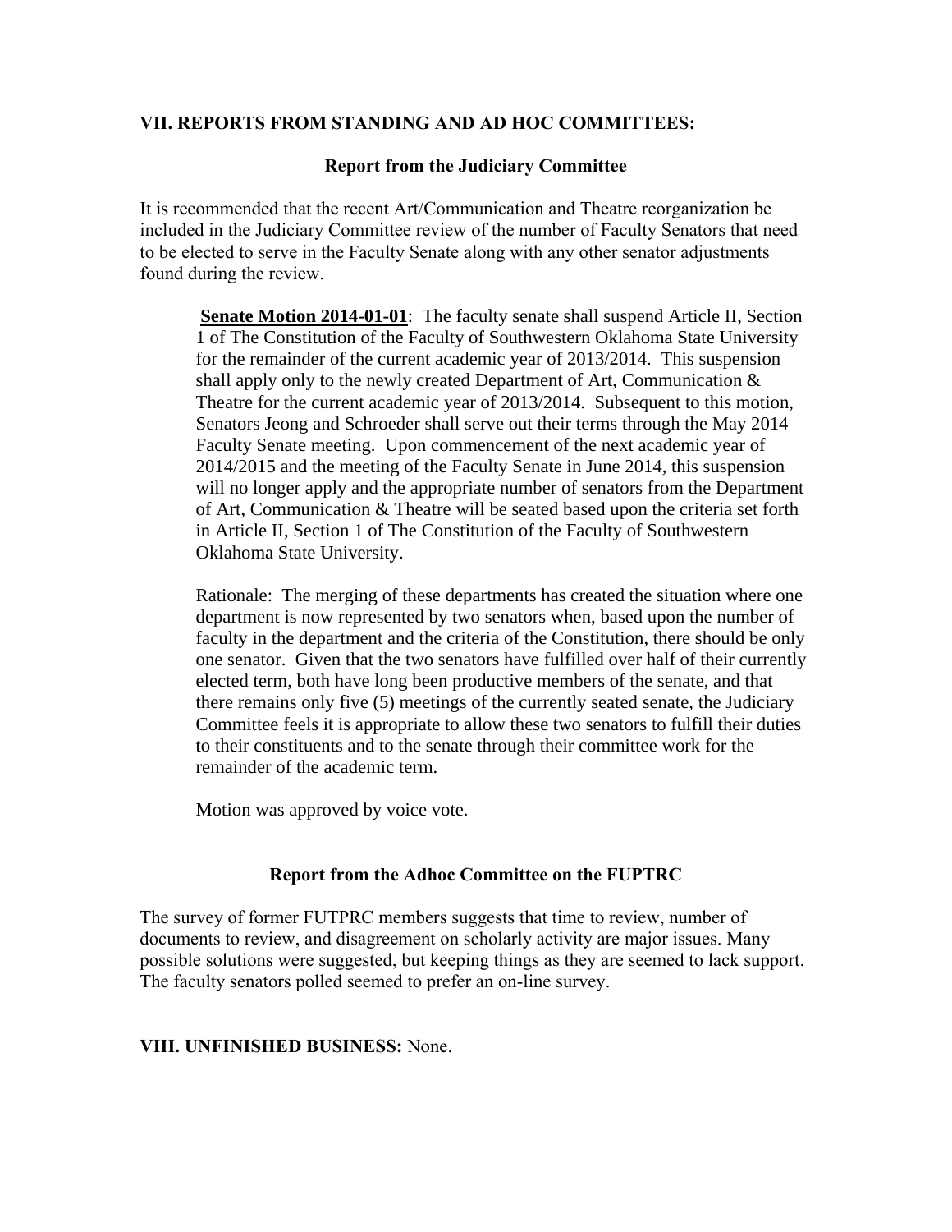## VII. REPORTS FROM STANDING AND AD HOC COMMITTEES:

### Report from the Judiciary Committee

It is recommended that the recent Art/Communication and Theatre reorganization be included in the Judiciary Committee review of the number of Faculty Senators that need to be elected to serve in the Faculty Senate along with any other senator adjustments found during the review.

> **Senate Motion 2014-01-01**: The faculty senate shall suspend Article II, Section 1 of The Constitution of the Faculty of Southwestern Oklahoma State University for the remainder of the current academic year of 2013/2014. This suspension shall apply only to the newly created Department of Art, Communication & Theatre for the current academic year of 2013/2014. Subsequent to this motion, Senators Jeong and Schroeder shall serve out their terms through the May 2014 Faculty Senate meeting. Upon commencement of the next academic year of 2014/2015 and the meeting of the Faculty Senate in June 2014, this suspension will no longer apply and the appropriate number of senators from the Department of Art, Communication & Theatre will be seated based upon the criteria set forth in Article II, Section 1 of The Constitution of the Faculty of Southwestern Oklahoma State University.
>
> Rationale: The merging of these departments has created the situation where one department is now represented by two senators when, based upon the number of faculty in the department and the criteria of the Constitution, there should be only one senator. Given that the two senators have fulfilled over half of their currently elected term, both have long been productive members of the senate, and that there remains only five (5) meetings of the currently seated senate, the Judiciary Committee feels it is appropriate to allow these two senators to fulfill their duties to their constituents and to the senate through their committee work for the remainder of the academic term.
>
> Motion was approved by voice vote.

### Report from the Adhoc Committee on the FUPTRC

The survey of former FUTPRC members suggests that time to review, number of documents to review, and disagreement on scholarly activity are major issues. Many possible solutions were suggested, but keeping things as they are seemed to lack support. The faculty senators polled seemed to prefer an on-line survey.

## VIII. UNFINISHED BUSINESS: None.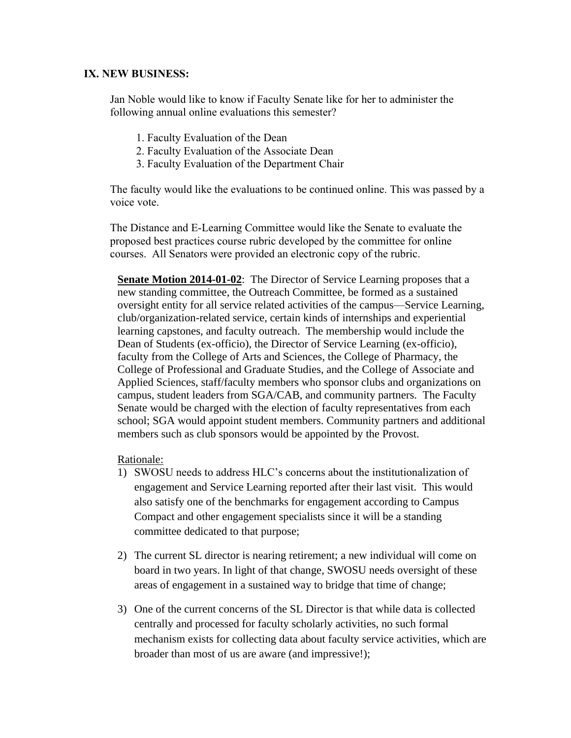## IX. NEW BUSINESS:

Jan Noble would like to know if Faculty Senate like for her to administer the following annual online evaluations this semester?

1. Faculty Evaluation of the Dean
2. Faculty Evaluation of the Associate Dean
3. Faculty Evaluation of the Department Chair

The faculty would like the evaluations to be continued online. This was passed by a voice vote.

The Distance and E-Learning Committee would like the Senate to evaluate the proposed best practices course rubric developed by the committee for online courses. All Senators were provided an electronic copy of the rubric.

**Senate Motion 2014-01-02**: The Director of Service Learning proposes that a new standing committee, the Outreach Committee, be formed as a sustained oversight entity for all service related activities of the campus—Service Learning, club/organization-related service, certain kinds of internships and experiential learning capstones, and faculty outreach. The membership would include the Dean of Students (ex-officio), the Director of Service Learning (ex-officio), faculty from the College of Arts and Sciences, the College of Pharmacy, the College of Professional and Graduate Studies, and the College of Associate and Applied Sciences, staff/faculty members who sponsor clubs and organizations on campus, student leaders from SGA/CAB, and community partners. The Faculty Senate would be charged with the election of faculty representatives from each school; SGA would appoint student members. Community partners and additional members such as club sponsors would be appointed by the Provost.

Rationale:

1) SWOSU needs to address HLC's concerns about the institutionalization of engagement and Service Learning reported after their last visit. This would also satisfy one of the benchmarks for engagement according to Campus Compact and other engagement specialists since it will be a standing committee dedicated to that purpose;

2) The current SL director is nearing retirement; a new individual will come on board in two years. In light of that change, SWOSU needs oversight of these areas of engagement in a sustained way to bridge that time of change;

3) One of the current concerns of the SL Director is that while data is collected centrally and processed for faculty scholarly activities, no such formal mechanism exists for collecting data about faculty service activities, which are broader than most of us are aware (and impressive!);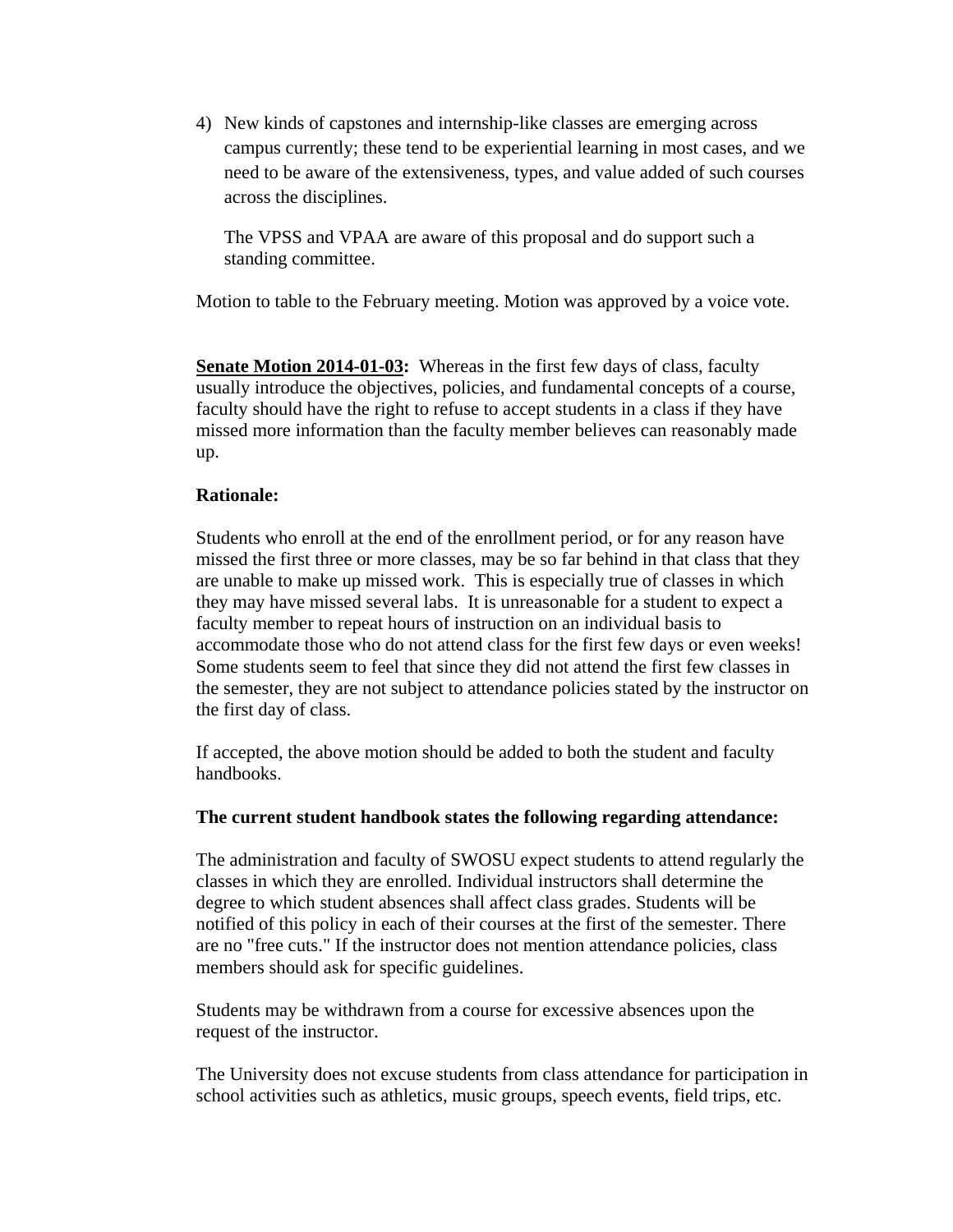4) New kinds of capstones and internship-like classes are emerging across campus currently; these tend to be experiential learning in most cases, and we need to be aware of the extensiveness, types, and value added of such courses across the disciplines.

   The VPSS and VPAA are aware of this proposal and do support such a standing committee.

Motion to table to the February meeting. Motion was approved by a voice vote.

**Senate Motion 2014-01-03:** Whereas in the first few days of class, faculty usually introduce the objectives, policies, and fundamental concepts of a course, faculty should have the right to refuse to accept students in a class if they have missed more information than the faculty member believes can reasonably made up.

**Rationale:**

Students who enroll at the end of the enrollment period, or for any reason have missed the first three or more classes, may be so far behind in that class that they are unable to make up missed work. This is especially true of classes in which they may have missed several labs. It is unreasonable for a student to expect a faculty member to repeat hours of instruction on an individual basis to accommodate those who do not attend class for the first few days or even weeks! Some students seem to feel that since they did not attend the first few classes in the semester, they are not subject to attendance policies stated by the instructor on the first day of class.

If accepted, the above motion should be added to both the student and faculty handbooks.

**The current student handbook states the following regarding attendance:**

The administration and faculty of SWOSU expect students to attend regularly the classes in which they are enrolled. Individual instructors shall determine the degree to which student absences shall affect class grades. Students will be notified of this policy in each of their courses at the first of the semester. There are no "free cuts." If the instructor does not mention attendance policies, class members should ask for specific guidelines.

Students may be withdrawn from a course for excessive absences upon the request of the instructor.

The University does not excuse students from class attendance for participation in school activities such as athletics, music groups, speech events, field trips, etc.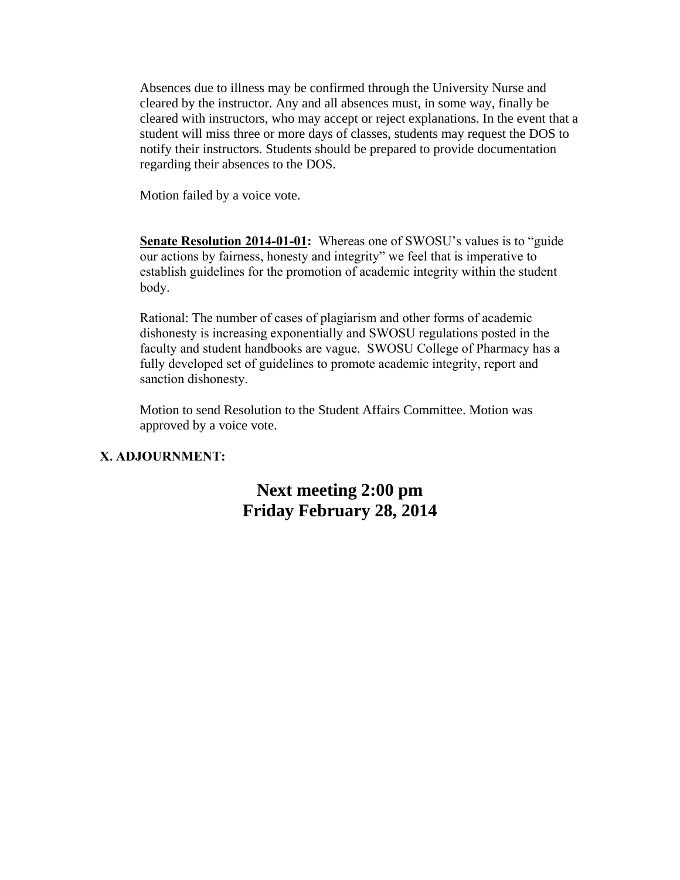Absences due to illness may be confirmed through the University Nurse and cleared by the instructor. Any and all absences must, in some way, finally be cleared with instructors, who may accept or reject explanations. In the event that a student will miss three or more days of classes, students may request the DOS to notify their instructors. Students should be prepared to provide documentation regarding their absences to the DOS.

Motion failed by a voice vote.

**Senate Resolution 2014-01-01:** Whereas one of SWOSU's values is to "guide our actions by fairness, honesty and integrity" we feel that is imperative to establish guidelines for the promotion of academic integrity within the student body.

Rational: The number of cases of plagiarism and other forms of academic dishonesty is increasing exponentially and SWOSU regulations posted in the faculty and student handbooks are vague. SWOSU College of Pharmacy has a fully developed set of guidelines to promote academic integrity, report and sanction dishonesty.

Motion to send Resolution to the Student Affairs Committee. Motion was approved by a voice vote.

**X. ADJOURNMENT:**

## Next meeting 2:00 pm
## Friday February 28, 2014